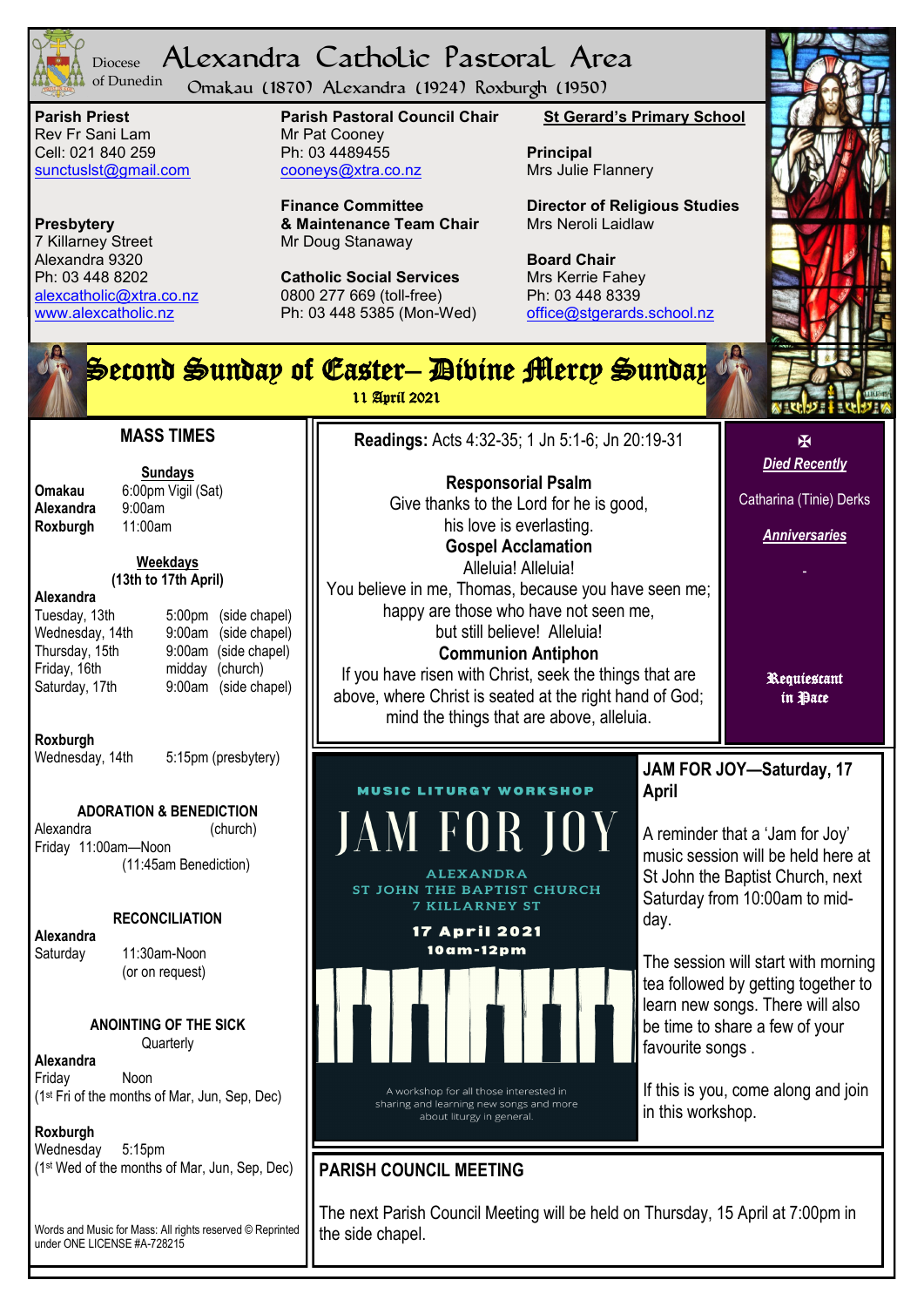# Alexandra Catholic Pastoral Area

Diocese of Dunedin

Omakau (1870) Alexandra (1924) Roxburgh (1950)

**Parish Priest**
Rev Fr Sani Lam
Cell: 021 840 259
sunctuslst@gmail.com

**Presbytery**
7 Killarney Street
Alexandra 9320
Ph: 03 448 8202
alexcatholic@xtra.co.nz
www.alexcatholic.nz

**Parish Pastoral Council Chair**
Mr Pat Cooney
Ph: 03 4489455
cooneys@xtra.co.nz

**Finance Committee & Maintenance Team Chair**
Mr Doug Stanaway

**Catholic Social Services**
0800 277 669 (toll-free)
Ph: 03 448 5385 (Mon-Wed)

**St Gerard's Primary School**

**Principal**
Mrs Julie Flannery

**Director of Religious Studies**
Mrs Neroli Laidlaw

**Board Chair**
Mrs Kerrie Fahey
Ph: 03 448 8339
office@stgerards.school.nz

## Second Sunday of Easter– Divine Mercy Sunday

11 April 2021

### MASS TIMES

**Sundays**

| | |
|---|---|
| **Omakau** | 6:00pm Vigil (Sat) |
| **Alexandra** | 9:00am |
| **Roxburgh** | 11:00am |

**Weekdays**
**(13th to 17th April)**

**Alexandra**

| | |
|---|---|
| Tuesday, 13th | 5:00pm (side chapel) |
| Wednesday, 14th | 9:00am (side chapel) |
| Thursday, 15th | 9:00am (side chapel) |
| Friday, 16th | midday (church) |
| Saturday, 17th | 9:00am (side chapel) |

**Roxburgh**
Wednesday, 14th 5:15pm (presbytery)

**ADORATION & BENEDICTION**
Alexandra (church)
Friday 11:00am—Noon
(11:45am Benediction)

**RECONCILIATION**
**Alexandra**
Saturday 11:30am-Noon
(or on request)

**ANOINTING OF THE SICK**
Quarterly

**Alexandra**
Friday Noon
(1st Fri of the months of Mar, Jun, Sep, Dec)

**Roxburgh**
Wednesday 5:15pm
(1st Wed of the months of Mar, Jun, Sep, Dec)

Words and Music for Mass: All rights reserved © Reprinted under ONE LICENSE #A-728215

**Readings:** Acts 4:32-35; 1 Jn 5:1-6; Jn 20:19-31

**Responsorial Psalm**
Give thanks to the Lord for he is good,
his love is everlasting.

**Gospel Acclamation**
Alleluia! Alleluia!
You believe in me, Thomas, because you have seen me;
happy are those who have not seen me,
but still believe! Alleluia!

**Communion Antiphon**
If you have risen with Christ, seek the things that are above, where Christ is seated at the right hand of God; mind the things that are above, alleluia.

✠

***Died Recently***

Catharina (Tinie) Derks

***Anniversaries***

-

**Requiescant in Pace**

MUSIC LITURGY WORKSHOP

JAM FOR JOY

ALEXANDRA
ST JOHN THE BAPTIST CHURCH
7 KILLARNEY ST

17 April 2021
10am-12pm

A workshop for all those interested in sharing and learning new songs and more about liturgy in general.

### JAM FOR JOY—Saturday, 17 April

A reminder that a 'Jam for Joy' music session will be held here at St John the Baptist Church, next Saturday from 10:00am to mid-day.

The session will start with morning tea followed by getting together to learn new songs. There will also be time to share a few of your favourite songs .

If this is you, come along and join in this workshop.

### PARISH COUNCIL MEETING

The next Parish Council Meeting will be held on Thursday, 15 April at 7:00pm in the side chapel.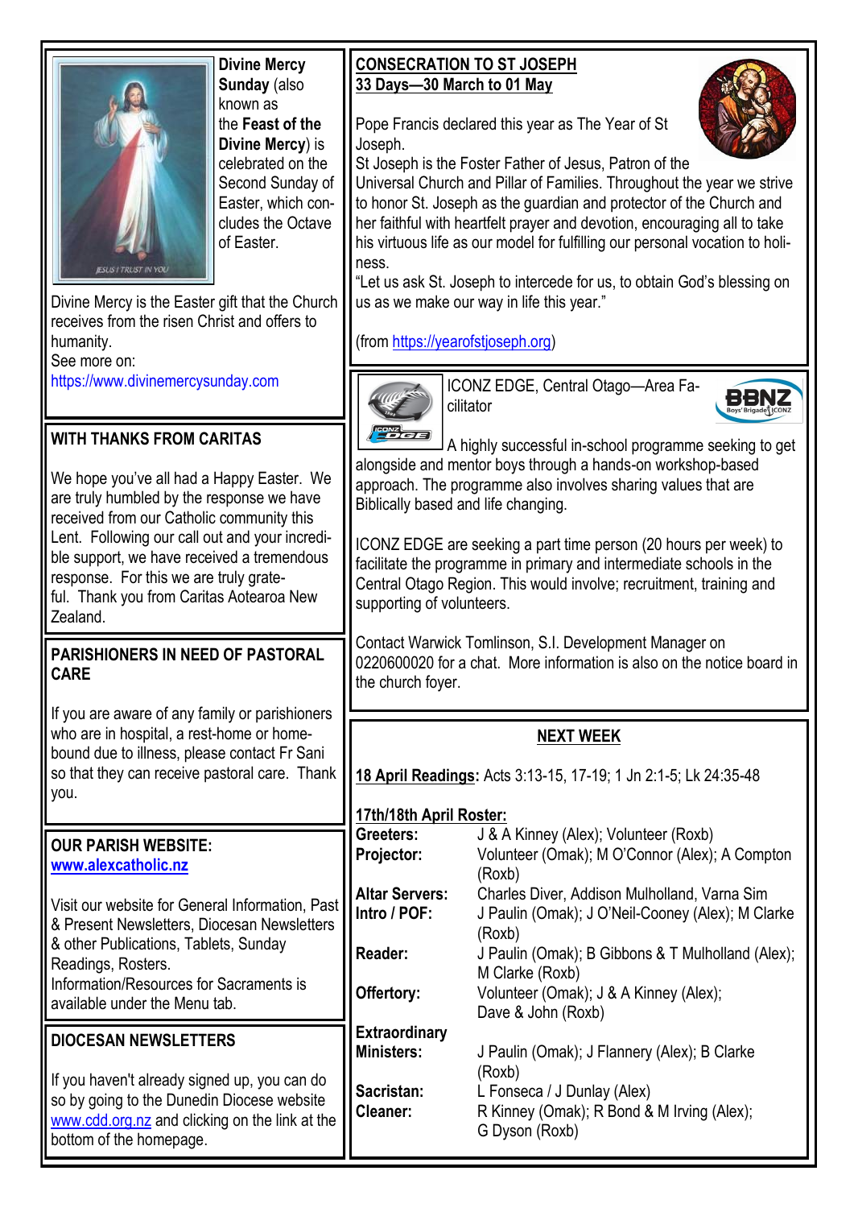**Divine Mercy Sunday** (also known as the **Feast of the Divine Mercy**) is celebrated on the Second Sunday of Easter, which concludes the Octave of Easter.

Divine Mercy is the Easter gift that the Church receives from the risen Christ and offers to humanity.
See more on:
https://www.divinemercysunday.com

## WITH THANKS FROM CARITAS

We hope you've all had a Happy Easter. We are truly humbled by the response we have received from our Catholic community this Lent. Following our call out and your incredible support, we have received a tremendous response. For this we are truly grateful. Thank you from Caritas Aotearoa New Zealand.

## PARISHIONERS IN NEED OF PASTORAL CARE

If you are aware of any family or parishioners who are in hospital, a rest-home or home-bound due to illness, please contact Fr Sani so that they can receive pastoral care. Thank you.

## OUR PARISH WEBSITE: [www.alexcatholic.nz](www.alexcatholic.nz)

Visit our website for General Information, Past & Present Newsletters, Diocesan Newsletters & other Publications, Tablets, Sunday Readings, Rosters.
Information/Resources for Sacraments is available under the Menu tab.

## DIOCESAN NEWSLETTERS

If you haven't already signed up, you can do so by going to the Dunedin Diocese website www.cdd.org.nz and clicking on the link at the bottom of the homepage.

## CONSECRATION TO ST JOSEPH
## 33 Days—30 March to 01 May

Pope Francis declared this year as The Year of St Joseph.
St Joseph is the Foster Father of Jesus, Patron of the Universal Church and Pillar of Families. Throughout the year we strive to honor St. Joseph as the guardian and protector of the Church and her faithful with heartfelt prayer and devotion, encouraging all to take his virtuous life as our model for fulfilling our personal vocation to holiness.
"Let us ask St. Joseph to intercede for us, to obtain God's blessing on us as we make our way in life this year."

(from https://yearofstjoseph.org)

ICONZ EDGE, Central Otago—Area Facilitator

A highly successful in-school programme seeking to get alongside and mentor boys through a hands-on workshop-based approach. The programme also involves sharing values that are Biblically based and life changing.

ICONZ EDGE are seeking a part time person (20 hours per week) to facilitate the programme in primary and intermediate schools in the Central Otago Region. This would involve; recruitment, training and supporting of volunteers.

Contact Warwick Tomlinson, S.I. Development Manager on 0220600020 for a chat. More information is also on the notice board in the church foyer.

## NEXT WEEK

**18 April Readings:** Acts 3:13-15, 17-19; 1 Jn 2:1-5; Lk 24:35-48

**17th/18th April Roster:**

| | |
|---|---|
| **Greeters:** | J & A Kinney (Alex); Volunteer (Roxb) |
| **Projector:** | Volunteer (Omak); M O'Connor (Alex); A Compton (Roxb) |
| **Altar Servers:** | Charles Diver, Addison Mulholland, Varna Sim |
| **Intro / POF:** | J Paulin (Omak); J O'Neil-Cooney (Alex); M Clarke (Roxb) |
| **Reader:** | J Paulin (Omak); B Gibbons & T Mulholland (Alex); M Clarke (Roxb) |
| **Offertory:** | Volunteer (Omak); J & A Kinney (Alex); Dave & John (Roxb) |
| **Extraordinary Ministers:** | J Paulin (Omak); J Flannery (Alex); B Clarke (Roxb) |
| **Sacristan:** | L Fonseca / J Dunlay (Alex) |
| **Cleaner:** | R Kinney (Omak); R Bond & M Irving (Alex); G Dyson (Roxb) |